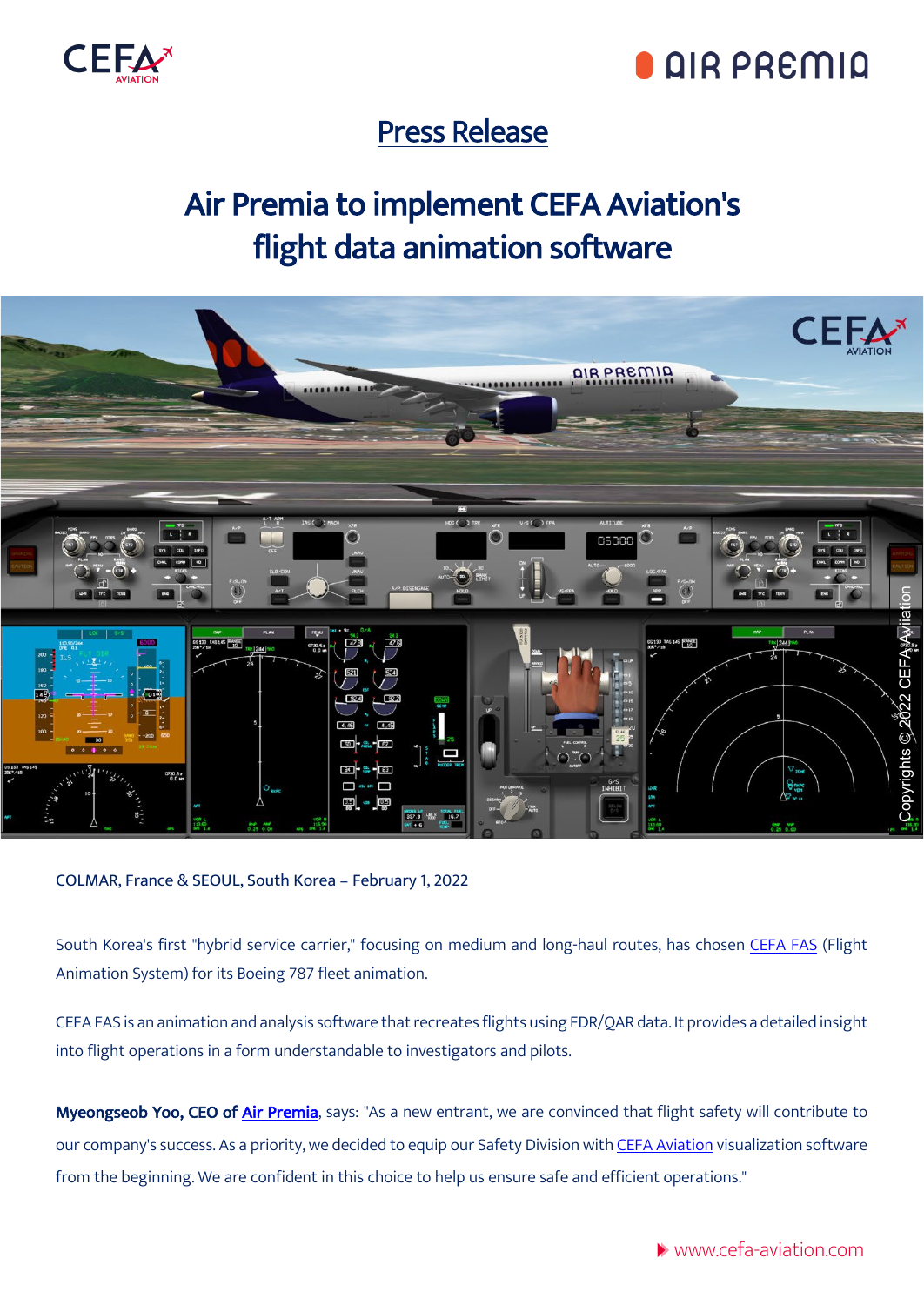Press Release

# Air Premia to implement CEFA Aviation's flight data animation software

COLMAR, France & SEOUL, South Korea – February 1, 2022

South Korea's first "hybrid service carrier," focusing on medium and long-haul routes, has chosen CEFA FAS (Flight Animation System) for its Boeing 787 fleet animation.

CEFA FAS is an animation and analysis software that recreates flights using FDR/QAR data. It provides a detailed insight into flight operations in a form understandable to investigators and pilots.

**Myeongseob Yoo, CEO of Air Premia**, says: "As a new entrant, we are convinced that flight safety will contribute to our company's success. As a priority, we decided to equip our Safety Division with CEFA Aviation visualization software from the beginning. We are confident in this choice to help us ensure safe and efficient operations."

www.cefa-aviation.com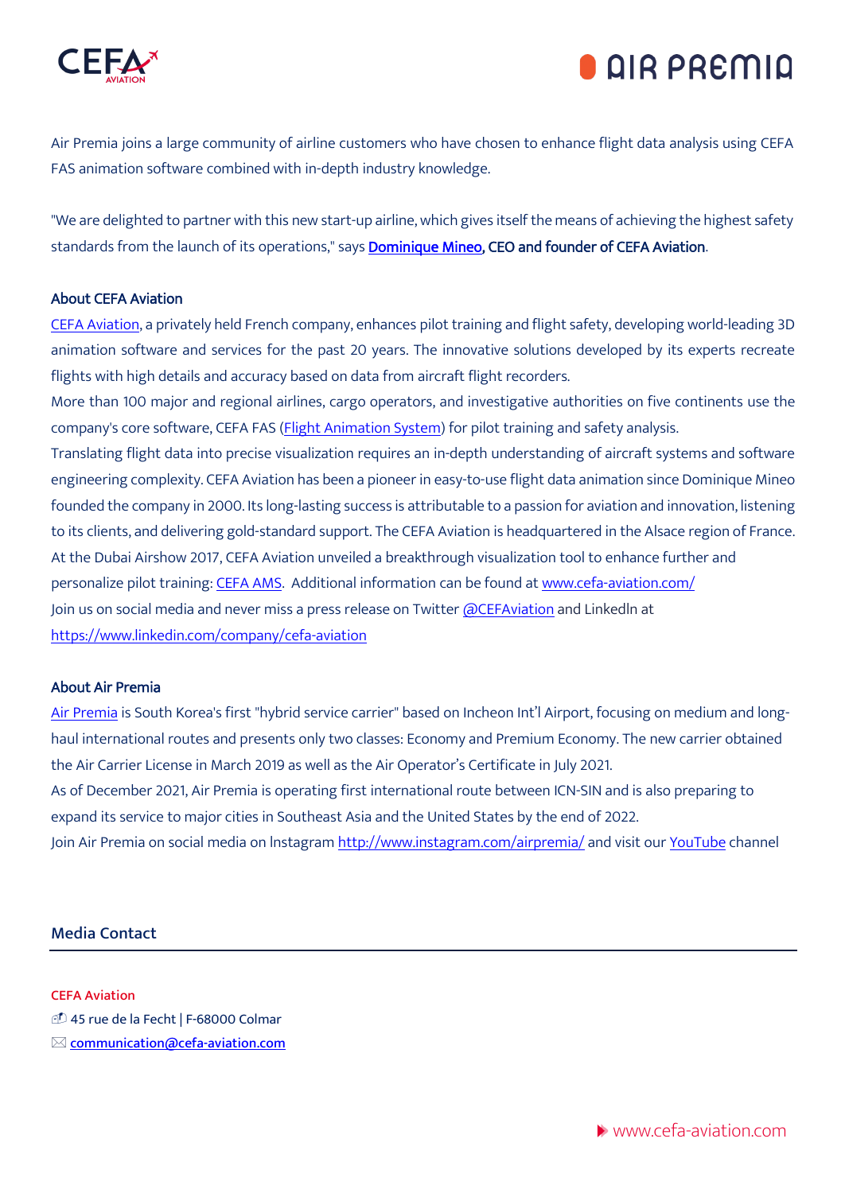Air Premia joins a large community of airline customers who have chosen to enhance flight data analysis using CEFA FAS animation software combined with in-depth industry knowledge.

"We are delighted to partner with this new start-up airline, which gives itself the means of achieving the highest safety standards from the launch of its operations," says Dominique Mineo, CEO and founder of CEFA Aviation.

### About CEFA Aviation

CEFA Aviation, a privately held French company, enhances pilot training and flight safety, developing world-leading 3D animation software and services for the past 20 years. The innovative solutions developed by its experts recreate flights with high details and accuracy based on data from aircraft flight recorders.

More than 100 major and regional airlines, cargo operators, and investigative authorities on five continents use the company's core software, CEFA FAS (Flight Animation System) for pilot training and safety analysis.

Translating flight data into precise visualization requires an in-depth understanding of aircraft systems and software engineering complexity. CEFA Aviation has been a pioneer in easy-to-use flight data animation since Dominique Mineo founded the company in 2000. Its long-lasting success is attributable to a passion for aviation and innovation, listening to its clients, and delivering gold-standard support. The CEFA Aviation is headquartered in the Alsace region of France.

At the Dubai Airshow 2017, CEFA Aviation unveiled a breakthrough visualization tool to enhance further and personalize pilot training: CEFA AMS. Additional information can be found at www.cefa-aviation.com/

Join us on social media and never miss a press release on Twitter @CEFAviation and LinkedIn at https://www.linkedin.com/company/cefa-aviation

### About Air Premia

Air Premia is South Korea's first "hybrid service carrier" based on Incheon Int'l Airport, focusing on medium and long-haul international routes and presents only two classes: Economy and Premium Economy. The new carrier obtained the Air Carrier License in March 2019 as well as the Air Operator's Certificate in July 2021.

As of December 2021, Air Premia is operating first international route between ICN-SIN and is also preparing to expand its service to major cities in Southeast Asia and the United States by the end of 2022.

Join Air Premia on social media on Instagram http://www.instagram.com/airpremia/ and visit our YouTube channel

## Media Contact

**CEFA Aviation**

45 rue de la Fecht | F-68000 Colmar

communication@cefa-aviation.com

www.cefa-aviation.com